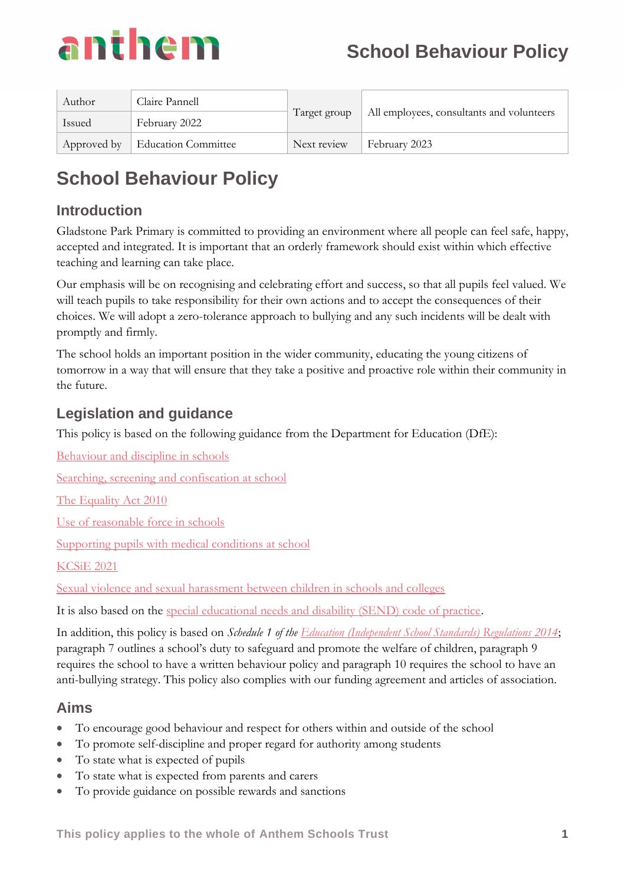# School Behaviour Policy

| Author | Claire Pannell | Target group | All employees, consultants and volunteers |
|---|---|---|---|
| Issued | February 2022 | | |
| Approved by | Education Committee | Next review | February 2023 |

# School Behaviour Policy

## Introduction

Gladstone Park Primary is committed to providing an environment where all people can feel safe, happy, accepted and integrated. It is important that an orderly framework should exist within which effective teaching and learning can take place.

Our emphasis will be on recognising and celebrating effort and success, so that all pupils feel valued. We will teach pupils to take responsibility for their own actions and to accept the consequences of their choices. We will adopt a zero-tolerance approach to bullying and any such incidents will be dealt with promptly and firmly.

The school holds an important position in the wider community, educating the young citizens of tomorrow in a way that will ensure that they take a positive and proactive role within their community in the future.

## Legislation and guidance

This policy is based on the following guidance from the Department for Education (DfE):

Behaviour and discipline in schools

Searching, screening and confiscation at school

The Equality Act 2010

Use of reasonable force in schools

Supporting pupils with medical conditions at school

KCSiE 2021

Sexual violence and sexual harassment between children in schools and colleges

It is also based on the special educational needs and disability (SEND) code of practice.

In addition, this policy is based on *Schedule 1 of the Education (Independent School Standards) Regulations 2014*; paragraph 7 outlines a school's duty to safeguard and promote the welfare of children, paragraph 9 requires the school to have a written behaviour policy and paragraph 10 requires the school to have an anti-bullying strategy. This policy also complies with our funding agreement and articles of association.

## Aims

- To encourage good behaviour and respect for others within and outside of the school
- To promote self-discipline and proper regard for authority among students
- To state what is expected of pupils
- To state what is expected from parents and carers
- To provide guidance on possible rewards and sanctions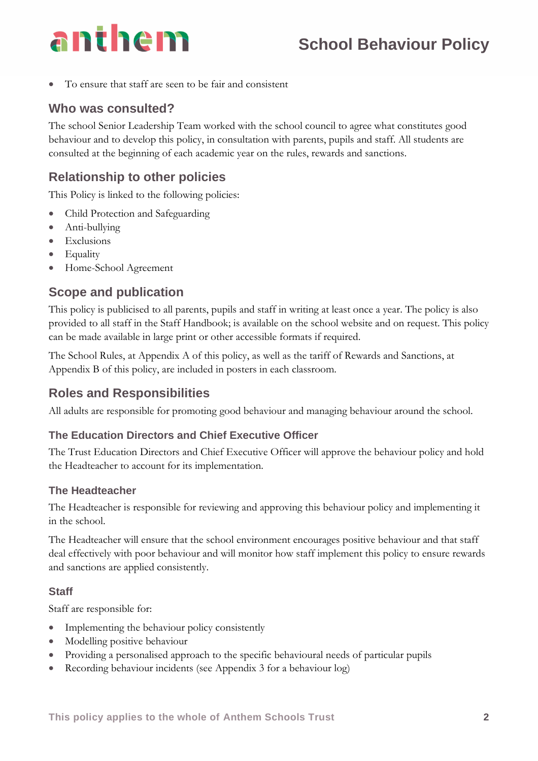- To ensure that staff are seen to be fair and consistent

## Who was consulted?

The school Senior Leadership Team worked with the school council to agree what constitutes good behaviour and to develop this policy, in consultation with parents, pupils and staff. All students are consulted at the beginning of each academic year on the rules, rewards and sanctions.

## Relationship to other policies

This Policy is linked to the following policies:

- Child Protection and Safeguarding
- Anti-bullying
- Exclusions
- Equality
- Home-School Agreement

## Scope and publication

This policy is publicised to all parents, pupils and staff in writing at least once a year. The policy is also provided to all staff in the Staff Handbook; is available on the school website and on request. This policy can be made available in large print or other accessible formats if required.

The School Rules, at Appendix A of this policy, as well as the tariff of Rewards and Sanctions, at Appendix B of this policy, are included in posters in each classroom.

## Roles and Responsibilities

All adults are responsible for promoting good behaviour and managing behaviour around the school.

### The Education Directors and Chief Executive Officer

The Trust Education Directors and Chief Executive Officer will approve the behaviour policy and hold the Headteacher to account for its implementation.

### The Headteacher

The Headteacher is responsible for reviewing and approving this behaviour policy and implementing it in the school.

The Headteacher will ensure that the school environment encourages positive behaviour and that staff deal effectively with poor behaviour and will monitor how staff implement this policy to ensure rewards and sanctions are applied consistently.

### Staff

Staff are responsible for:

- Implementing the behaviour policy consistently
- Modelling positive behaviour
- Providing a personalised approach to the specific behavioural needs of particular pupils
- Recording behaviour incidents (see Appendix 3 for a behaviour log)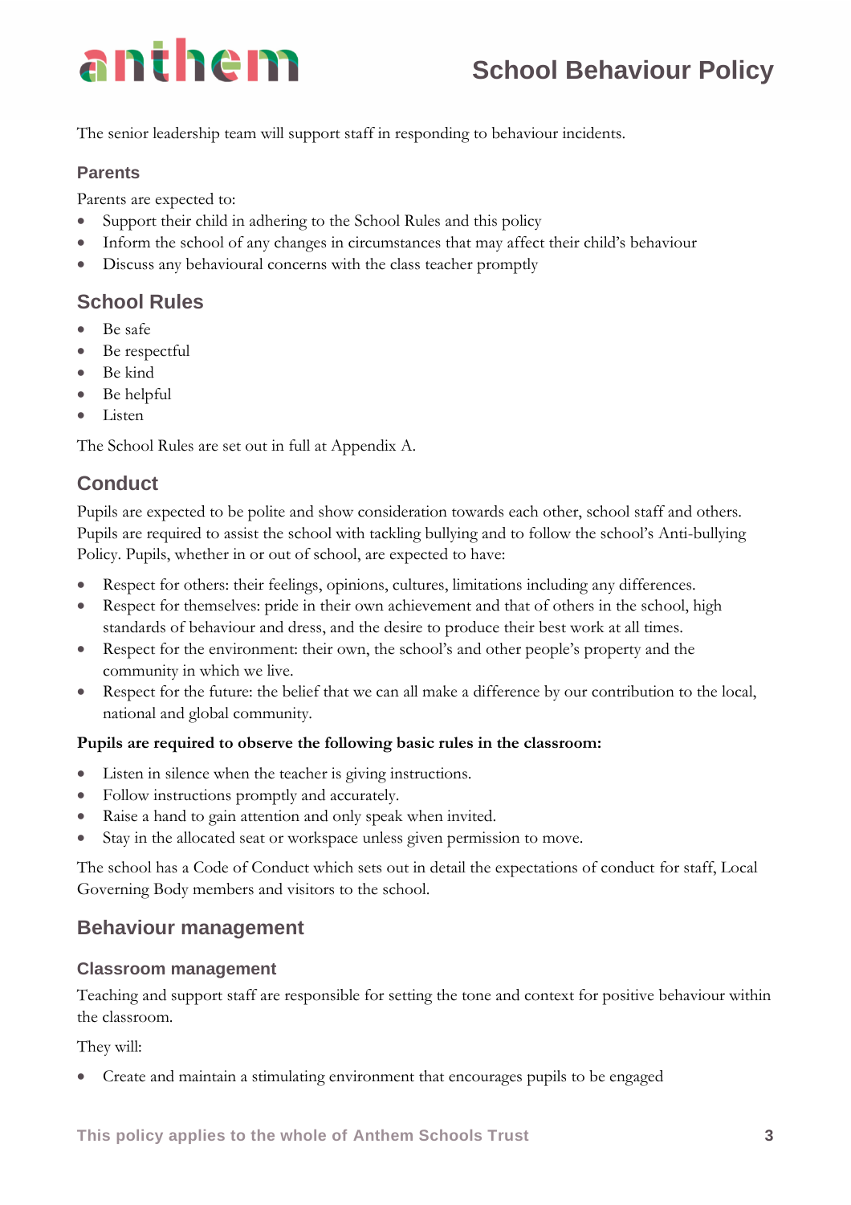The senior leadership team will support staff in responding to behaviour incidents.

### Parents

Parents are expected to:

- Support their child in adhering to the School Rules and this policy
- Inform the school of any changes in circumstances that may affect their child's behaviour
- Discuss any behavioural concerns with the class teacher promptly

## School Rules

- Be safe
- Be respectful
- Be kind
- Be helpful
- Listen

The School Rules are set out in full at Appendix A.

## Conduct

Pupils are expected to be polite and show consideration towards each other, school staff and others. Pupils are required to assist the school with tackling bullying and to follow the school's Anti-bullying Policy. Pupils, whether in or out of school, are expected to have:

- Respect for others: their feelings, opinions, cultures, limitations including any differences.
- Respect for themselves: pride in their own achievement and that of others in the school, high standards of behaviour and dress, and the desire to produce their best work at all times.
- Respect for the environment: their own, the school's and other people's property and the community in which we live.
- Respect for the future: the belief that we can all make a difference by our contribution to the local, national and global community.

**Pupils are required to observe the following basic rules in the classroom:**

- Listen in silence when the teacher is giving instructions.
- Follow instructions promptly and accurately.
- Raise a hand to gain attention and only speak when invited.
- Stay in the allocated seat or workspace unless given permission to move.

The school has a Code of Conduct which sets out in detail the expectations of conduct for staff, Local Governing Body members and visitors to the school.

## Behaviour management

### Classroom management

Teaching and support staff are responsible for setting the tone and context for positive behaviour within the classroom.

They will:

- Create and maintain a stimulating environment that encourages pupils to be engaged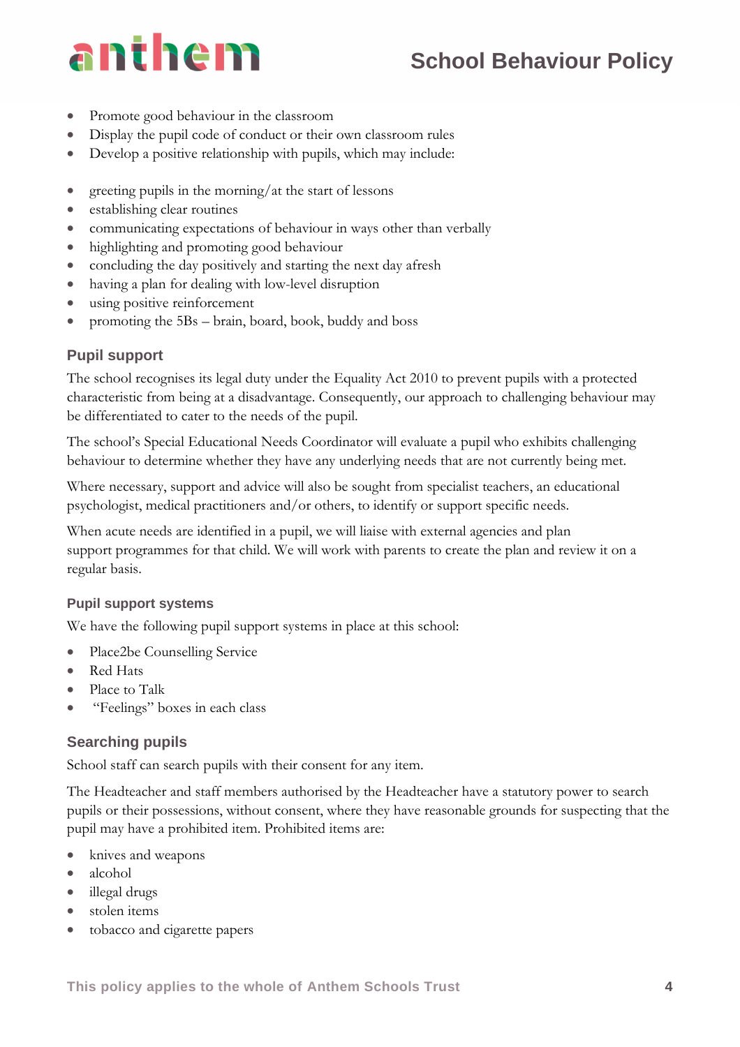- Promote good behaviour in the classroom
- Display the pupil code of conduct or their own classroom rules
- Develop a positive relationship with pupils, which may include:

- greeting pupils in the morning/at the start of lessons
- establishing clear routines
- communicating expectations of behaviour in ways other than verbally
- highlighting and promoting good behaviour
- concluding the day positively and starting the next day afresh
- having a plan for dealing with low-level disruption
- using positive reinforcement
- promoting the 5Bs – brain, board, book, buddy and boss

## Pupil support

The school recognises its legal duty under the Equality Act 2010 to prevent pupils with a protected characteristic from being at a disadvantage. Consequently, our approach to challenging behaviour may be differentiated to cater to the needs of the pupil.

The school's Special Educational Needs Coordinator will evaluate a pupil who exhibits challenging behaviour to determine whether they have any underlying needs that are not currently being met.

Where necessary, support and advice will also be sought from specialist teachers, an educational psychologist, medical practitioners and/or others, to identify or support specific needs.

When acute needs are identified in a pupil, we will liaise with external agencies and plan support programmes for that child. We will work with parents to create the plan and review it on a regular basis.

### Pupil support systems

We have the following pupil support systems in place at this school:

- Place2be Counselling Service
- Red Hats
- Place to Talk
- "Feelings" boxes in each class

## Searching pupils

School staff can search pupils with their consent for any item.

The Headteacher and staff members authorised by the Headteacher have a statutory power to search pupils or their possessions, without consent, where they have reasonable grounds for suspecting that the pupil may have a prohibited item. Prohibited items are:

- knives and weapons
- alcohol
- illegal drugs
- stolen items
- tobacco and cigarette papers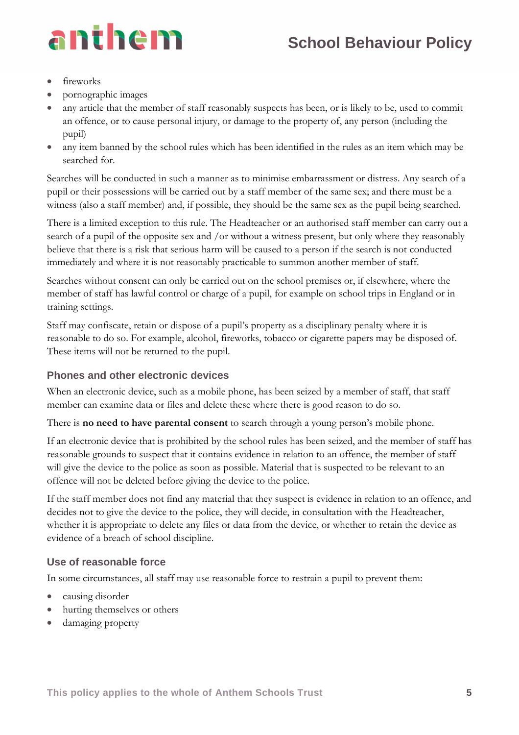- fireworks
- pornographic images
- any article that the member of staff reasonably suspects has been, or is likely to be, used to commit an offence, or to cause personal injury, or damage to the property of, any person (including the pupil)
- any item banned by the school rules which has been identified in the rules as an item which may be searched for.

Searches will be conducted in such a manner as to minimise embarrassment or distress. Any search of a pupil or their possessions will be carried out by a staff member of the same sex; and there must be a witness (also a staff member) and, if possible, they should be the same sex as the pupil being searched.

There is a limited exception to this rule. The Headteacher or an authorised staff member can carry out a search of a pupil of the opposite sex and /or without a witness present, but only where they reasonably believe that there is a risk that serious harm will be caused to a person if the search is not conducted immediately and where it is not reasonably practicable to summon another member of staff.

Searches without consent can only be carried out on the school premises or, if elsewhere, where the member of staff has lawful control or charge of a pupil, for example on school trips in England or in training settings.

Staff may confiscate, retain or dispose of a pupil's property as a disciplinary penalty where it is reasonable to do so. For example, alcohol, fireworks, tobacco or cigarette papers may be disposed of. These items will not be returned to the pupil.

### Phones and other electronic devices

When an electronic device, such as a mobile phone, has been seized by a member of staff, that staff member can examine data or files and delete these where there is good reason to do so.

There is **no need to have parental consent** to search through a young person's mobile phone.

If an electronic device that is prohibited by the school rules has been seized, and the member of staff has reasonable grounds to suspect that it contains evidence in relation to an offence, the member of staff will give the device to the police as soon as possible. Material that is suspected to be relevant to an offence will not be deleted before giving the device to the police.

If the staff member does not find any material that they suspect is evidence in relation to an offence, and decides not to give the device to the police, they will decide, in consultation with the Headteacher, whether it is appropriate to delete any files or data from the device, or whether to retain the device as evidence of a breach of school discipline.

### Use of reasonable force

In some circumstances, all staff may use reasonable force to restrain a pupil to prevent them:

- causing disorder
- hurting themselves or others
- damaging property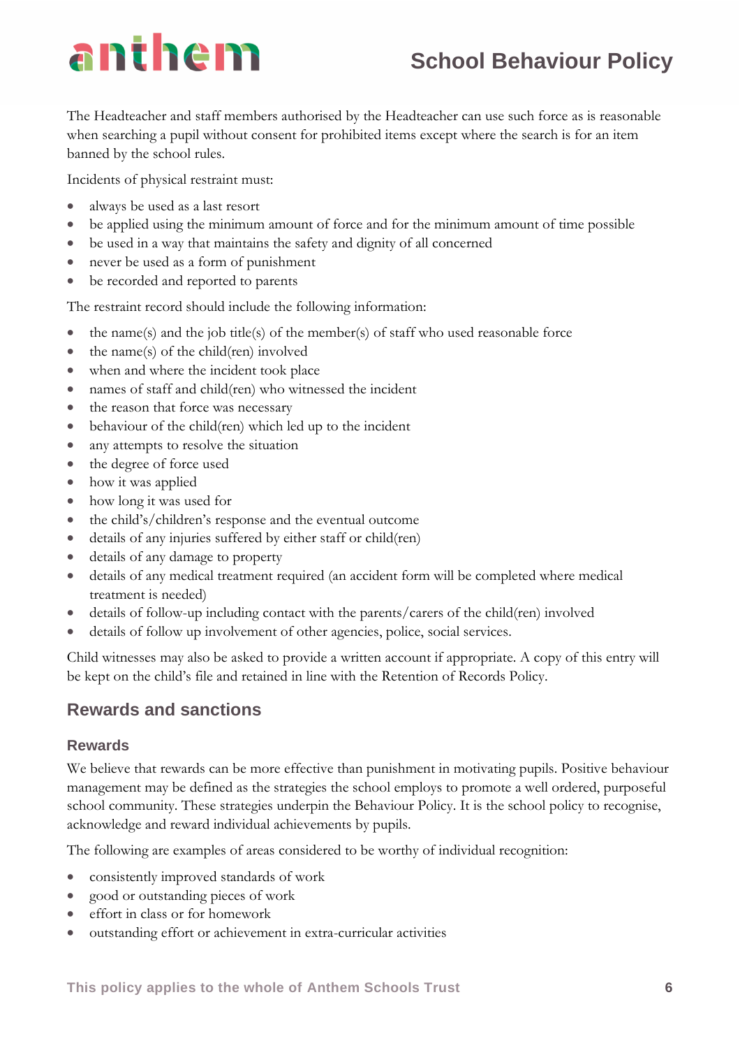The Headteacher and staff members authorised by the Headteacher can use such force as is reasonable when searching a pupil without consent for prohibited items except where the search is for an item banned by the school rules.

Incidents of physical restraint must:

- always be used as a last resort
- be applied using the minimum amount of force and for the minimum amount of time possible
- be used in a way that maintains the safety and dignity of all concerned
- never be used as a form of punishment
- be recorded and reported to parents

The restraint record should include the following information:

- the name(s) and the job title(s) of the member(s) of staff who used reasonable force
- the name(s) of the child(ren) involved
- when and where the incident took place
- names of staff and child(ren) who witnessed the incident
- the reason that force was necessary
- behaviour of the child(ren) which led up to the incident
- any attempts to resolve the situation
- the degree of force used
- how it was applied
- how long it was used for
- the child's/children's response and the eventual outcome
- details of any injuries suffered by either staff or child(ren)
- details of any damage to property
- details of any medical treatment required (an accident form will be completed where medical treatment is needed)
- details of follow-up including contact with the parents/carers of the child(ren) involved
- details of follow up involvement of other agencies, police, social services.

Child witnesses may also be asked to provide a written account if appropriate. A copy of this entry will be kept on the child's file and retained in line with the Retention of Records Policy.

## Rewards and sanctions

### Rewards

We believe that rewards can be more effective than punishment in motivating pupils. Positive behaviour management may be defined as the strategies the school employs to promote a well ordered, purposeful school community. These strategies underpin the Behaviour Policy. It is the school policy to recognise, acknowledge and reward individual achievements by pupils.

The following are examples of areas considered to be worthy of individual recognition:

- consistently improved standards of work
- good or outstanding pieces of work
- effort in class or for homework
- outstanding effort or achievement in extra-curricular activities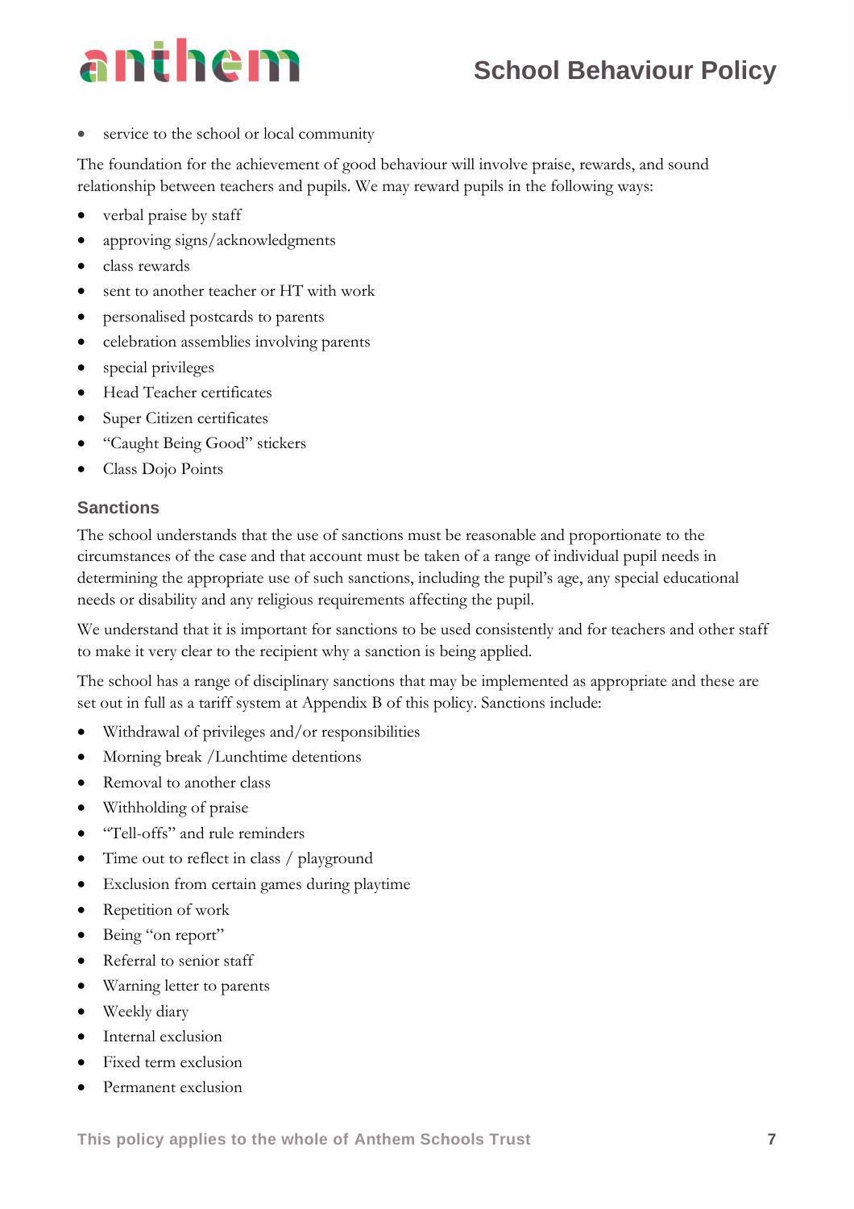- service to the school or local community

The foundation for the achievement of good behaviour will involve praise, rewards, and sound relationship between teachers and pupils. We may reward pupils in the following ways:

- verbal praise by staff
- approving signs/acknowledgments
- class rewards
- sent to another teacher or HT with work
- personalised postcards to parents
- celebration assemblies involving parents
- special privileges
- Head Teacher certificates
- Super Citizen certificates
- "Caught Being Good" stickers
- Class Dojo Points

### Sanctions

The school understands that the use of sanctions must be reasonable and proportionate to the circumstances of the case and that account must be taken of a range of individual pupil needs in determining the appropriate use of such sanctions, including the pupil's age, any special educational needs or disability and any religious requirements affecting the pupil.

We understand that it is important for sanctions to be used consistently and for teachers and other staff to make it very clear to the recipient why a sanction is being applied.

The school has a range of disciplinary sanctions that may be implemented as appropriate and these are set out in full as a tariff system at Appendix B of this policy. Sanctions include:

- Withdrawal of privileges and/or responsibilities
- Morning break /Lunchtime detentions
- Removal to another class
- Withholding of praise
- "Tell-offs" and rule reminders
- Time out to reflect in class / playground
- Exclusion from certain games during playtime
- Repetition of work
- Being "on report"
- Referral to senior staff
- Warning letter to parents
- Weekly diary
- Internal exclusion
- Fixed term exclusion
- Permanent exclusion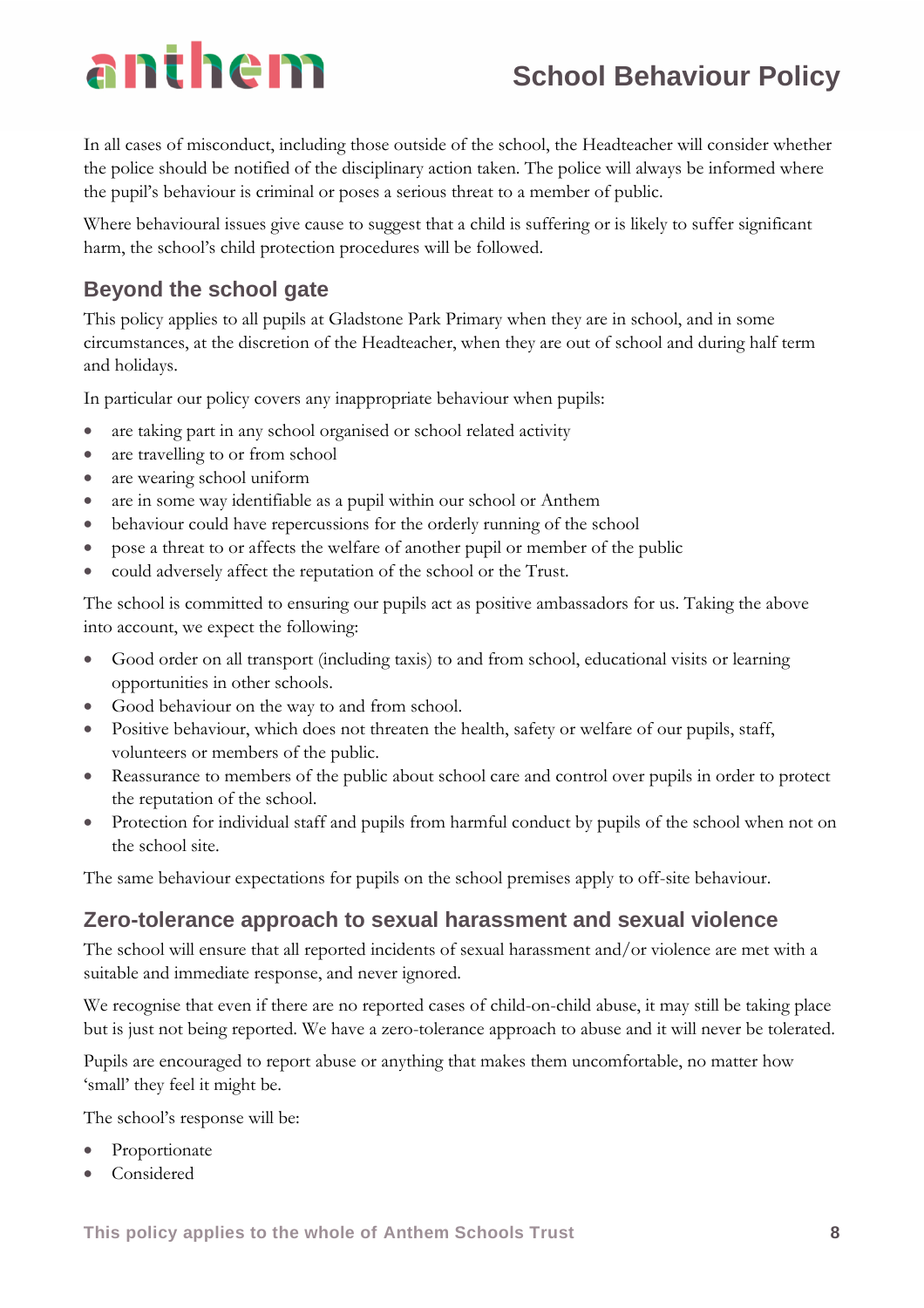In all cases of misconduct, including those outside of the school, the Headteacher will consider whether the police should be notified of the disciplinary action taken. The police will always be informed where the pupil's behaviour is criminal or poses a serious threat to a member of public.

Where behavioural issues give cause to suggest that a child is suffering or is likely to suffer significant harm, the school's child protection procedures will be followed.

## Beyond the school gate

This policy applies to all pupils at Gladstone Park Primary when they are in school, and in some circumstances, at the discretion of the Headteacher, when they are out of school and during half term and holidays.

In particular our policy covers any inappropriate behaviour when pupils:

- are taking part in any school organised or school related activity
- are travelling to or from school
- are wearing school uniform
- are in some way identifiable as a pupil within our school or Anthem
- behaviour could have repercussions for the orderly running of the school
- pose a threat to or affects the welfare of another pupil or member of the public
- could adversely affect the reputation of the school or the Trust.

The school is committed to ensuring our pupils act as positive ambassadors for us. Taking the above into account, we expect the following:

- Good order on all transport (including taxis) to and from school, educational visits or learning opportunities in other schools.
- Good behaviour on the way to and from school.
- Positive behaviour, which does not threaten the health, safety or welfare of our pupils, staff, volunteers or members of the public.
- Reassurance to members of the public about school care and control over pupils in order to protect the reputation of the school.
- Protection for individual staff and pupils from harmful conduct by pupils of the school when not on the school site.

The same behaviour expectations for pupils on the school premises apply to off-site behaviour.

## Zero-tolerance approach to sexual harassment and sexual violence

The school will ensure that all reported incidents of sexual harassment and/or violence are met with a suitable and immediate response, and never ignored.

We recognise that even if there are no reported cases of child-on-child abuse, it may still be taking place but is just not being reported. We have a zero-tolerance approach to abuse and it will never be tolerated.

Pupils are encouraged to report abuse or anything that makes them uncomfortable, no matter how 'small' they feel it might be.

The school's response will be:

- Proportionate
- Considered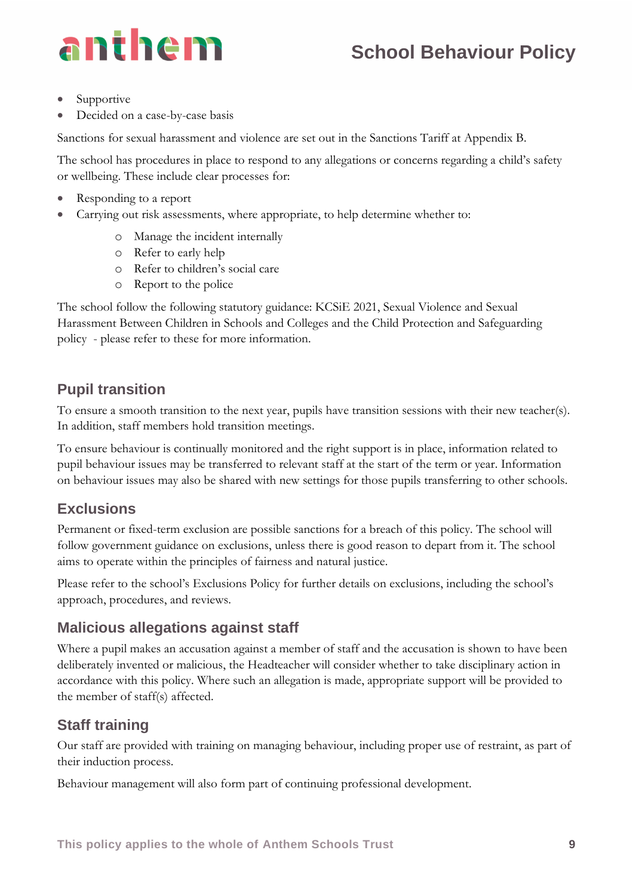- Supportive
- Decided on a case-by-case basis

Sanctions for sexual harassment and violence are set out in the Sanctions Tariff at Appendix B.

The school has procedures in place to respond to any allegations or concerns regarding a child's safety or wellbeing. These include clear processes for:

- Responding to a report
- Carrying out risk assessments, where appropriate, to help determine whether to:
    - Manage the incident internally
    - Refer to early help
    - Refer to children's social care
    - Report to the police

The school follow the following statutory guidance: KCSiE 2021, Sexual Violence and Sexual Harassment Between Children in Schools and Colleges and the Child Protection and Safeguarding policy - please refer to these for more information.

## Pupil transition

To ensure a smooth transition to the next year, pupils have transition sessions with their new teacher(s). In addition, staff members hold transition meetings.

To ensure behaviour is continually monitored and the right support is in place, information related to pupil behaviour issues may be transferred to relevant staff at the start of the term or year. Information on behaviour issues may also be shared with new settings for those pupils transferring to other schools.

## Exclusions

Permanent or fixed-term exclusion are possible sanctions for a breach of this policy. The school will follow government guidance on exclusions, unless there is good reason to depart from it. The school aims to operate within the principles of fairness and natural justice.

Please refer to the school's Exclusions Policy for further details on exclusions, including the school's approach, procedures, and reviews.

## Malicious allegations against staff

Where a pupil makes an accusation against a member of staff and the accusation is shown to have been deliberately invented or malicious, the Headteacher will consider whether to take disciplinary action in accordance with this policy. Where such an allegation is made, appropriate support will be provided to the member of staff(s) affected.

## Staff training

Our staff are provided with training on managing behaviour, including proper use of restraint, as part of their induction process.

Behaviour management will also form part of continuing professional development.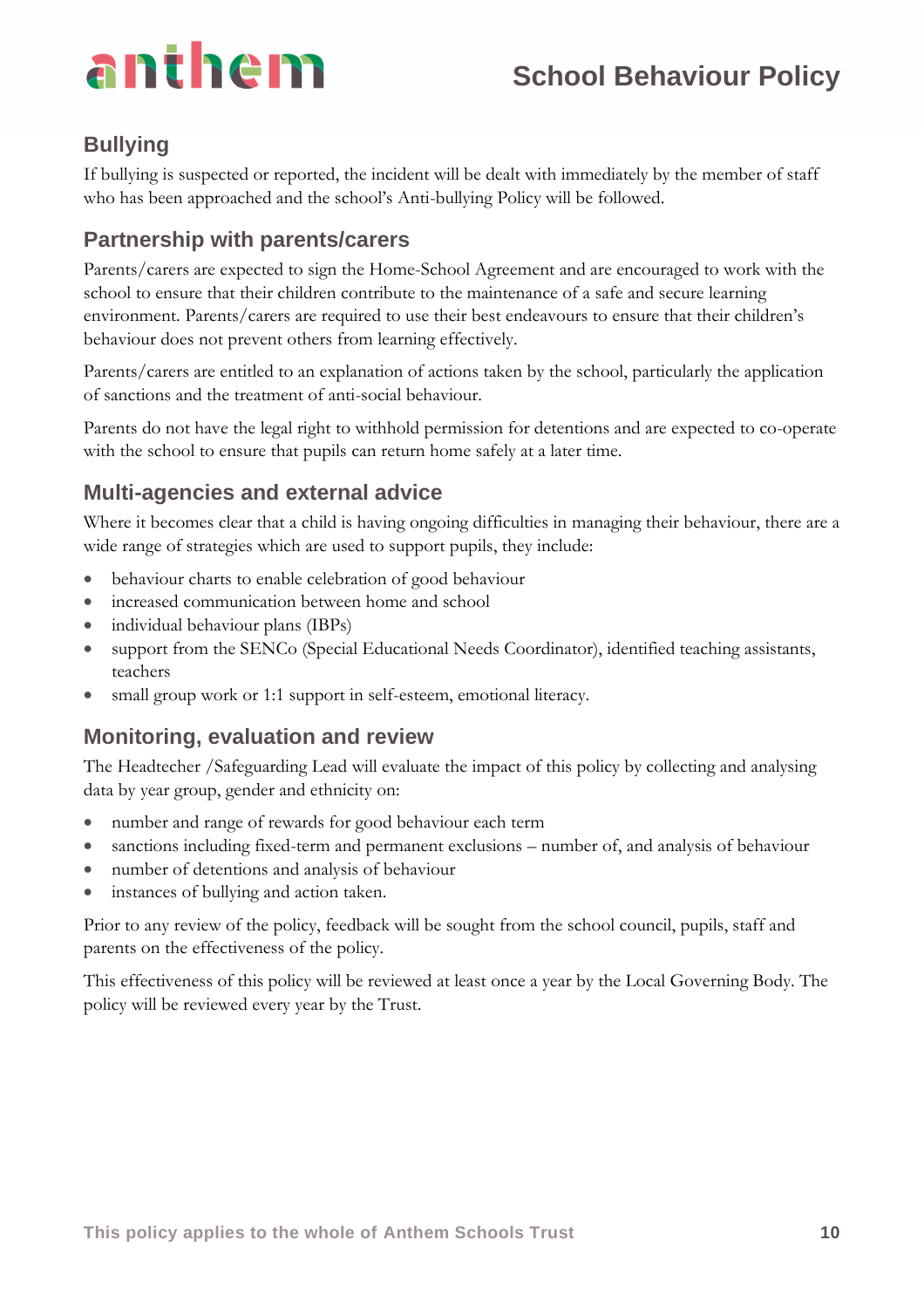## Bullying

If bullying is suspected or reported, the incident will be dealt with immediately by the member of staff who has been approached and the school's Anti-bullying Policy will be followed.

## Partnership with parents/carers

Parents/carers are expected to sign the Home-School Agreement and are encouraged to work with the school to ensure that their children contribute to the maintenance of a safe and secure learning environment. Parents/carers are required to use their best endeavours to ensure that their children's behaviour does not prevent others from learning effectively.

Parents/carers are entitled to an explanation of actions taken by the school, particularly the application of sanctions and the treatment of anti-social behaviour.

Parents do not have the legal right to withhold permission for detentions and are expected to co-operate with the school to ensure that pupils can return home safely at a later time.

## Multi-agencies and external advice

Where it becomes clear that a child is having ongoing difficulties in managing their behaviour, there are a wide range of strategies which are used to support pupils, they include:

- behaviour charts to enable celebration of good behaviour
- increased communication between home and school
- individual behaviour plans (IBPs)
- support from the SENCo (Special Educational Needs Coordinator), identified teaching assistants, teachers
- small group work or 1:1 support in self-esteem, emotional literacy.

## Monitoring, evaluation and review

The Headtecher /Safeguarding Lead will evaluate the impact of this policy by collecting and analysing data by year group, gender and ethnicity on:

- number and range of rewards for good behaviour each term
- sanctions including fixed-term and permanent exclusions – number of, and analysis of behaviour
- number of detentions and analysis of behaviour
- instances of bullying and action taken.

Prior to any review of the policy, feedback will be sought from the school council, pupils, staff and parents on the effectiveness of the policy.

This effectiveness of this policy will be reviewed at least once a year by the Local Governing Body. The policy will be reviewed every year by the Trust.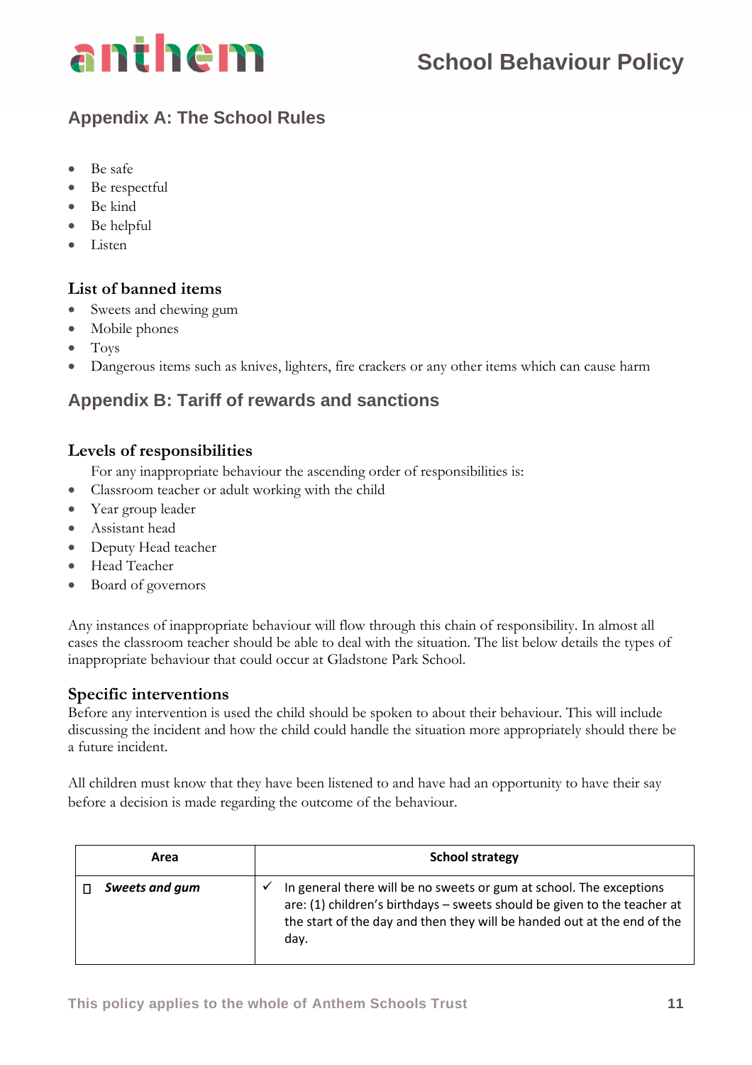## Appendix A: The School Rules

- Be safe
- Be respectful
- Be kind
- Be helpful
- Listen

### List of banned items

- Sweets and chewing gum
- Mobile phones
- Toys
- Dangerous items such as knives, lighters, fire crackers or any other items which can cause harm

## Appendix B: Tariff of rewards and sanctions

### Levels of responsibilities

For any inappropriate behaviour the ascending order of responsibilities is:

- Classroom teacher or adult working with the child
- Year group leader
- Assistant head
- Deputy Head teacher
- Head Teacher
- Board of governors

Any instances of inappropriate behaviour will flow through this chain of responsibility. In almost all cases the classroom teacher should be able to deal with the situation. The list below details the types of inappropriate behaviour that could occur at Gladstone Park School.

### Specific interventions

Before any intervention is used the child should be spoken to about their behaviour. This will include discussing the incident and how the child could handle the situation more appropriately should there be a future incident.

All children must know that they have been listened to and have had an opportunity to have their say before a decision is made regarding the outcome of the behaviour.

| Area | School strategy |
|---|---|
| ☐ ***Sweets and gum*** | ✓ In general there will be no sweets or gum at school. The exceptions are: (1) children's birthdays – sweets should be given to the teacher at the start of the day and then they will be handed out at the end of the day. |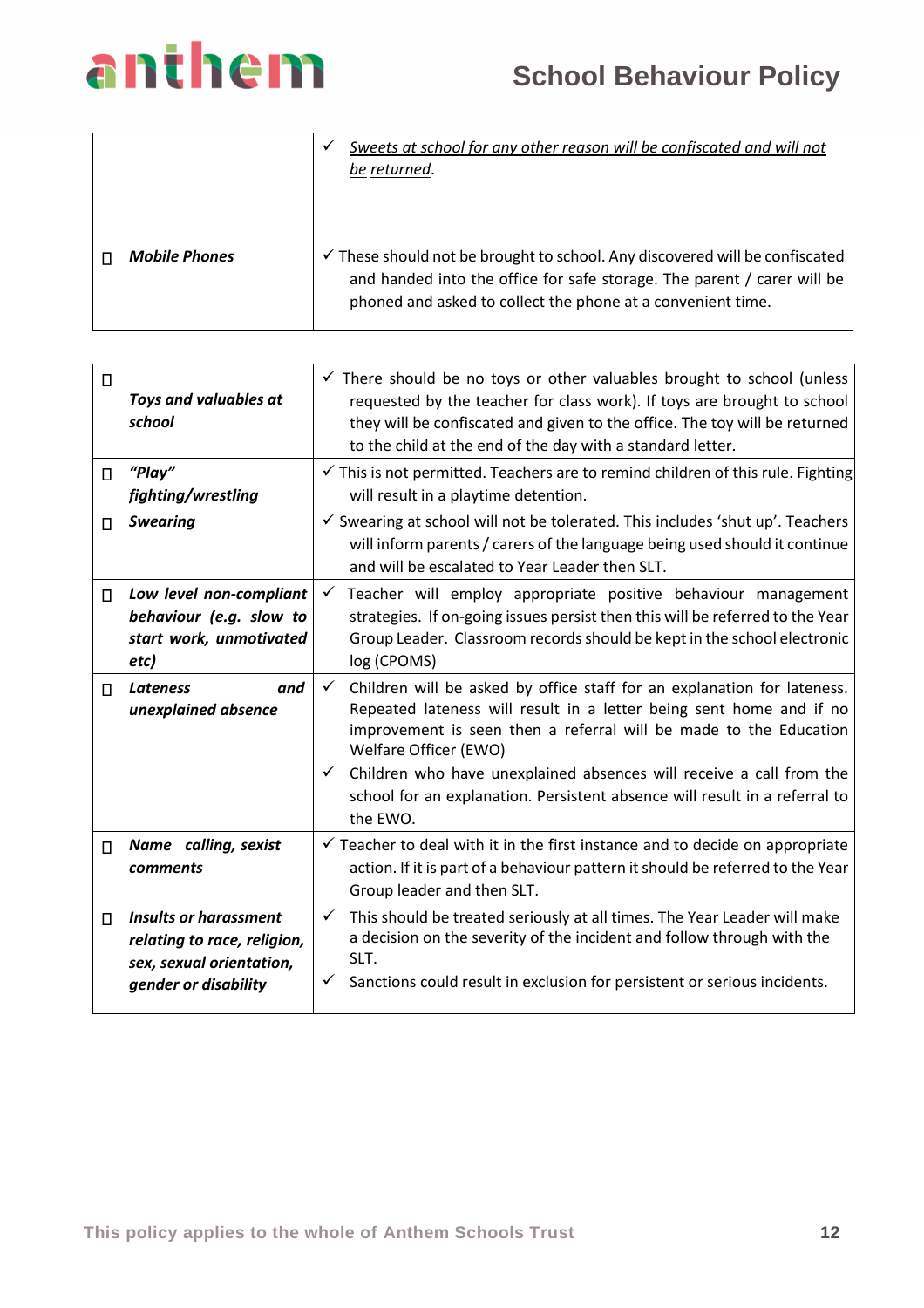| | |
|---|---|
| | ✓ <u>*Sweets at school for any other reason will be confiscated and will not be returned*</u>. |
| □ ***Mobile Phones*** | ✓ These should not be brought to school. Any discovered will be confiscated and handed into the office for safe storage. The parent / carer will be phoned and asked to collect the phone at a convenient time. |

| | |
|---|---|
| □ ***Toys and valuables at school*** | ✓ There should be no toys or other valuables brought to school (unless requested by the teacher for class work). If toys are brought to school they will be confiscated and given to the office. The toy will be returned to the child at the end of the day with a standard letter. |
| □ ***"Play" fighting/wrestling*** | ✓ This is not permitted. Teachers are to remind children of this rule. Fighting will result in a playtime detention. |
| □ ***Swearing*** | ✓ Swearing at school will not be tolerated. This includes 'shut up'. Teachers will inform parents / carers of the language being used should it continue and will be escalated to Year Leader then SLT. |
| □ ***Low level non-compliant behaviour (e.g. slow to start work, unmotivated etc)*** | ✓ Teacher will employ appropriate positive behaviour management strategies. If on-going issues persist then this will be referred to the Year Group Leader. Classroom records should be kept in the school electronic log (CPOMS) |
| □ ***Lateness and unexplained absence*** | ✓ Children will be asked by office staff for an explanation for lateness. Repeated lateness will result in a letter being sent home and if no improvement is seen then a referral will be made to the Education Welfare Officer (EWO)<br>✓ Children who have unexplained absences will receive a call from the school for an explanation. Persistent absence will result in a referral to the EWO. |
| □ ***Name calling, sexist comments*** | ✓ Teacher to deal with it in the first instance and to decide on appropriate action. If it is part of a behaviour pattern it should be referred to the Year Group leader and then SLT. |
| □ ***Insults or harassment relating to race, religion, sex, sexual orientation, gender or disability*** | ✓ This should be treated seriously at all times. The Year Leader will make a decision on the severity of the incident and follow through with the SLT.<br>✓ Sanctions could result in exclusion for persistent or serious incidents. |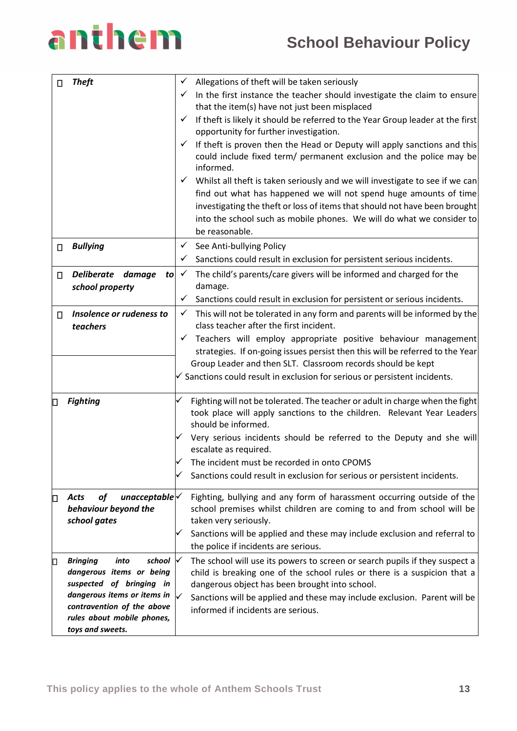| | |
|---|---|
| ☐ ***Theft*** | ✓ Allegations of theft will be taken seriously<br>✓ In the first instance the teacher should investigate the claim to ensure that the item(s) have not just been misplaced<br>✓ If theft is likely it should be referred to the Year Group leader at the first opportunity for further investigation.<br>✓ If theft is proven then the Head or Deputy will apply sanctions and this could include fixed term/ permanent exclusion and the police may be informed.<br>✓ Whilst all theft is taken seriously and we will investigate to see if we can find out what has happened we will not spend huge amounts of time investigating the theft or loss of items that should not have been brought into the school such as mobile phones. We will do what we consider to be reasonable. |
| ☐ ***Bullying*** | ✓ See Anti-bullying Policy<br>✓ Sanctions could result in exclusion for persistent serious incidents. |
| ☐ ***Deliberate damage to school property*** | ✓ The child's parents/care givers will be informed and charged for the damage.<br>✓ Sanctions could result in exclusion for persistent or serious incidents. |
| ☐ ***Insolence or rudeness to teachers*** | ✓ This will not be tolerated in any form and parents will be informed by the class teacher after the first incident.<br>✓ Teachers will employ appropriate positive behaviour management strategies. If on-going issues persist then this will be referred to the Year Group Leader and then SLT. Classroom records should be kept<br>✓ Sanctions could result in exclusion for serious or persistent incidents. |
| ☐ ***Fighting*** | ✓ Fighting will not be tolerated. The teacher or adult in charge when the fight took place will apply sanctions to the children. Relevant Year Leaders should be informed.<br>✓ Very serious incidents should be referred to the Deputy and she will escalate as required.<br>✓ The incident must be recorded in onto CPOMS<br>✓ Sanctions could result in exclusion for serious or persistent incidents. |
| ☐ ***Acts of unacceptable behaviour beyond the school gates*** | ✓ Fighting, bullying and any form of harassment occurring outside of the school premises whilst children are coming to and from school will be taken very seriously.<br>✓ Sanctions will be applied and these may include exclusion and referral to the police if incidents are serious. |
| ☐ ***Bringing into school dangerous items or being suspected of bringing in dangerous items or items in contravention of the above rules about mobile phones, toys and sweets.*** | ✓ The school will use its powers to screen or search pupils if they suspect a child is breaking one of the school rules or there is a suspicion that a dangerous object has been brought into school.<br>✓ Sanctions will be applied and these may include exclusion. Parent will be informed if incidents are serious. |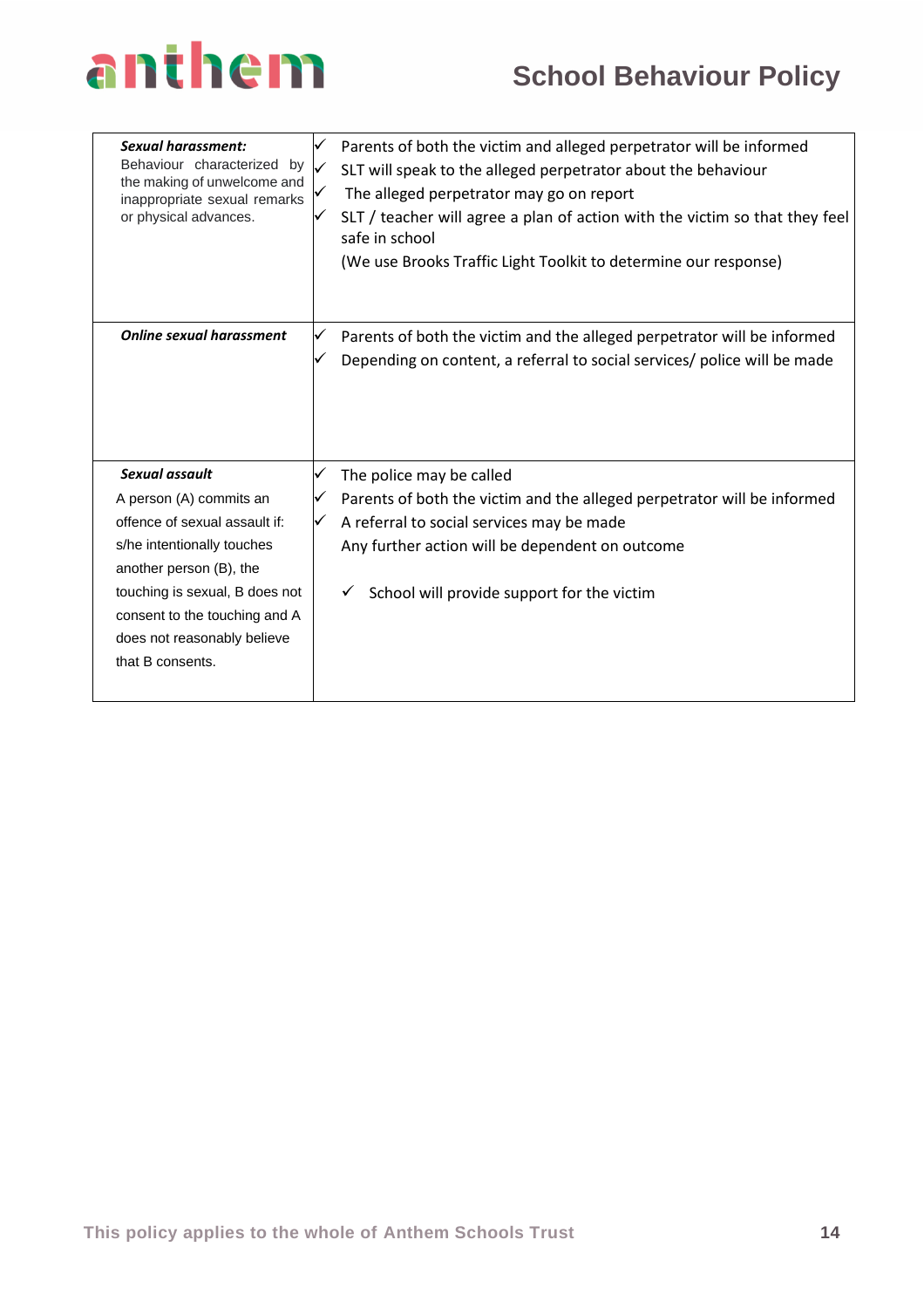| | |
|---|---|
| ***Sexual harassment:*** Behaviour characterized by the making of unwelcome and inappropriate sexual remarks or physical advances. | ✓ Parents of both the victim and alleged perpetrator will be informed<br>✓ SLT will speak to the alleged perpetrator about the behaviour<br>✓ The alleged perpetrator may go on report<br>✓ SLT / teacher will agree a plan of action with the victim so that they feel safe in school<br>(We use Brooks Traffic Light Toolkit to determine our response) |
| ***Online sexual harassment*** | ✓ Parents of both the victim and the alleged perpetrator will be informed<br>✓ Depending on content, a referral to social services/ police will be made |
| ***Sexual assault***<br>A person (A) commits an offence of sexual assault if: s/he intentionally touches another person (B), the touching is sexual, B does not consent to the touching and A does not reasonably believe that B consents. | ✓ The police may be called<br>✓ Parents of both the victim and the alleged perpetrator will be informed<br>✓ A referral to social services may be made<br>Any further action will be dependent on outcome<br><br>✓ School will provide support for the victim |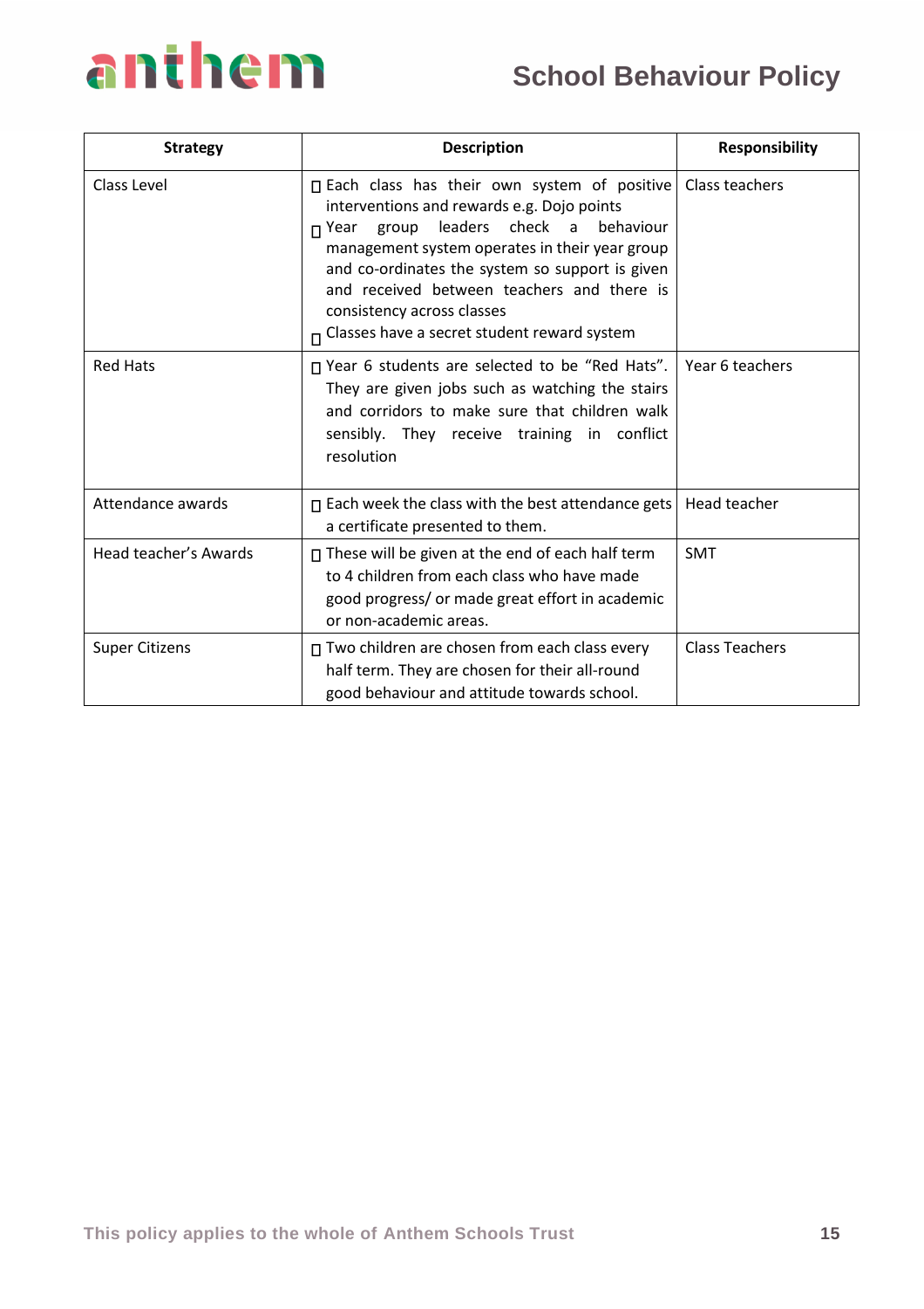| Strategy | Description | Responsibility |
| --- | --- | --- |
| Class Level | Each class has their own system of positive interventions and rewards e.g. Dojo points<br>Year group leaders check a behaviour management system operates in their year group and co-ordinates the system so support is given and received between teachers and there is consistency across classes<br>Classes have a secret student reward system | Class teachers |
| Red Hats | Year 6 students are selected to be "Red Hats". They are given jobs such as watching the stairs and corridors to make sure that children walk sensibly. They receive training in conflict resolution | Year 6 teachers |
| Attendance awards | Each week the class with the best attendance gets a certificate presented to them. | Head teacher |
| Head teacher's Awards | These will be given at the end of each half term to 4 children from each class who have made good progress/ or made great effort in academic or non-academic areas. | SMT |
| Super Citizens | Two children are chosen from each class every half term. They are chosen for their all-round good behaviour and attitude towards school. | Class Teachers |